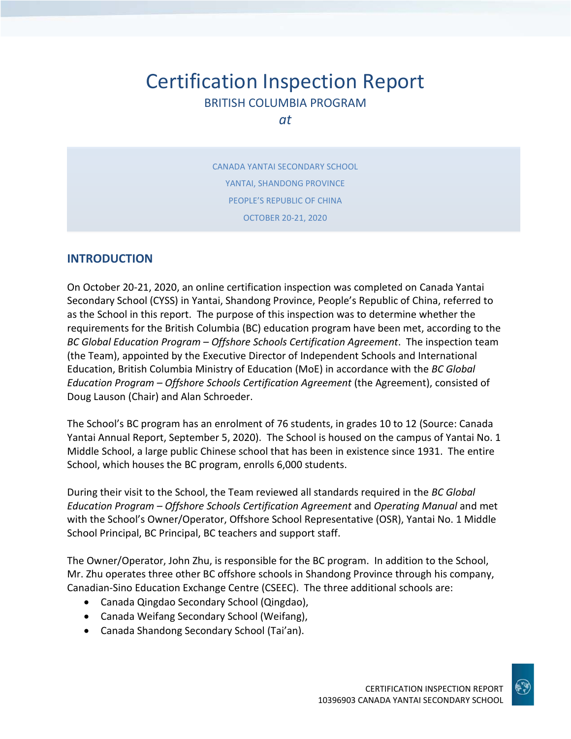# Certification Inspection Report

BRITISH COLUMBIA PROGRAM

*at*

CANADA YANTAI SECONDARY SCHOOL

YANTAI, SHANDONG PROVINCE

PEOPLE'S REPUBLIC OF CHINA

OCTOBER 20-21, 2020

## INTRODUCTION

On October 20-21, 2020, an online certification inspection was completed on Canada Yantai Secondary School (CYSS) in Yantai, Shandong Province, People's Republic of China, referred to as the School in this report. The purpose of this inspection was to determine whether the requirements for the British Columbia (BC) education program have been met, according to the *BC Global Education Program – Offshore Schools Certification Agreement*. The inspection team (the Team), appointed by the Executive Director of Independent Schools and International Education, British Columbia Ministry of Education (MoE) in accordance with the *BC Global Education Program – Offshore Schools Certification Agreement* (the Agreement), consisted of Doug Lauson (Chair) and Alan Schroeder.

The School's BC program has an enrolment of 76 students, in grades 10 to 12 (Source: Canada Yantai Annual Report, September 5, 2020). The School is housed on the campus of Yantai No. 1 Middle School, a large public Chinese school that has been in existence since 1931. The entire School, which houses the BC program, enrolls 6,000 students.

During their visit to the School, the Team reviewed all standards required in the *BC Global Education Program – Offshore Schools Certification Agreement* and *Operating Manual* and met with the School's Owner/Operator, Offshore School Representative (OSR), Yantai No. 1 Middle School Principal, BC Principal, BC teachers and support staff.

The Owner/Operator, John Zhu, is responsible for the BC program. In addition to the School, Mr. Zhu operates three other BC offshore schools in Shandong Province through his company, Canadian-Sino Education Exchange Centre (CSEEC). The three additional schools are:

- Canada Qingdao Secondary School (Qingdao),
- Canada Weifang Secondary School (Weifang),
- Canada Shandong Secondary School (Tai'an).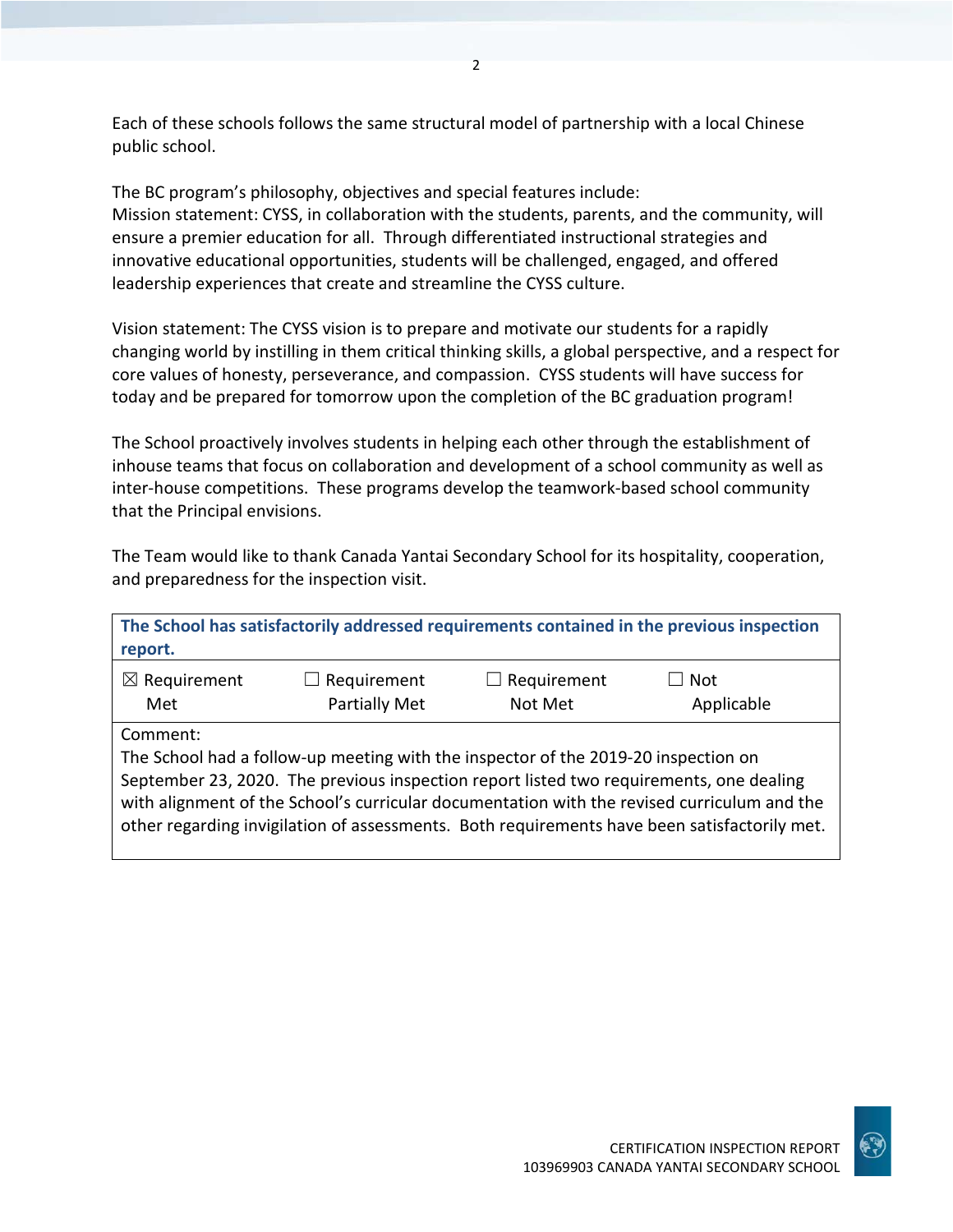Each of these schools follows the same structural model of partnership with a local Chinese public school.

The BC program's philosophy, objectives and special features include:
Mission statement: CYSS, in collaboration with the students, parents, and the community, will ensure a premier education for all. Through differentiated instructional strategies and innovative educational opportunities, students will be challenged, engaged, and offered leadership experiences that create and streamline the CYSS culture.

Vision statement: The CYSS vision is to prepare and motivate our students for a rapidly changing world by instilling in them critical thinking skills, a global perspective, and a respect for core values of honesty, perseverance, and compassion. CYSS students will have success for today and be prepared for tomorrow upon the completion of the BC graduation program!

The School proactively involves students in helping each other through the establishment of inhouse teams that focus on collaboration and development of a school community as well as inter-house competitions. These programs develop the teamwork-based school community that the Principal envisions.

The Team would like to thank Canada Yantai Secondary School for its hospitality, cooperation, and preparedness for the inspection visit.

| **The School has satisfactorily addressed requirements contained in the previous inspection report.** | | | |
|---|---|---|---|
| ☒ Requirement Met | ☐ Requirement Partially Met | ☐ Requirement Not Met | ☐ Not Applicable |
| Comment:<br>The School had a follow-up meeting with the inspector of the 2019-20 inspection on September 23, 2020. The previous inspection report listed two requirements, one dealing with alignment of the School's curricular documentation with the revised curriculum and the other regarding invigilation of assessments. Both requirements have been satisfactorily met. | | | |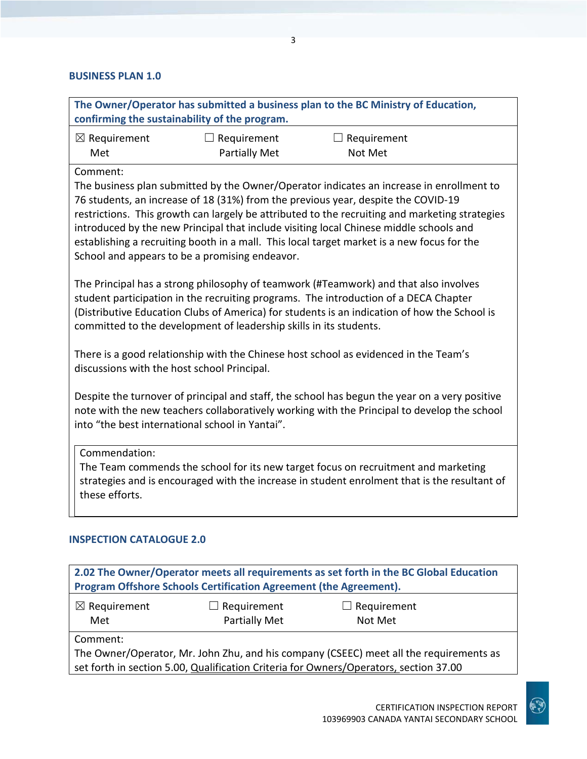## BUSINESS PLAN 1.0

| The Owner/Operator has submitted a business plan to the BC Ministry of Education, confirming the sustainability of the program. | | |
|---|---|---|
| ☒ Requirement Met | ☐ Requirement Partially Met | ☐ Requirement Not Met |

Comment:
The business plan submitted by the Owner/Operator indicates an increase in enrollment to 76 students, an increase of 18 (31%) from the previous year, despite the COVID-19 restrictions. This growth can largely be attributed to the recruiting and marketing strategies introduced by the new Principal that include visiting local Chinese middle schools and establishing a recruiting booth in a mall. This local target market is a new focus for the School and appears to be a promising endeavor.

The Principal has a strong philosophy of teamwork (#Teamwork) and that also involves student participation in the recruiting programs. The introduction of a DECA Chapter (Distributive Education Clubs of America) for students is an indication of how the School is committed to the development of leadership skills in its students.

There is a good relationship with the Chinese host school as evidenced in the Team's discussions with the host school Principal.

Despite the turnover of principal and staff, the school has begun the year on a very positive note with the new teachers collaboratively working with the Principal to develop the school into "the best international school in Yantai".

Commendation:
The Team commends the school for its new target focus on recruitment and marketing strategies and is encouraged with the increase in student enrolment that is the resultant of these efforts.

## INSPECTION CATALOGUE 2.0

| 2.02 The Owner/Operator meets all requirements as set forth in the BC Global Education Program Offshore Schools Certification Agreement (the Agreement). | | |
|---|---|---|
| ☒ Requirement Met | ☐ Requirement Partially Met | ☐ Requirement Not Met |

Comment:
The Owner/Operator, Mr. John Zhu, and his company (CSEEC) meet all the requirements as set forth in section 5.00, Qualification Criteria for Owners/Operators, section 37.00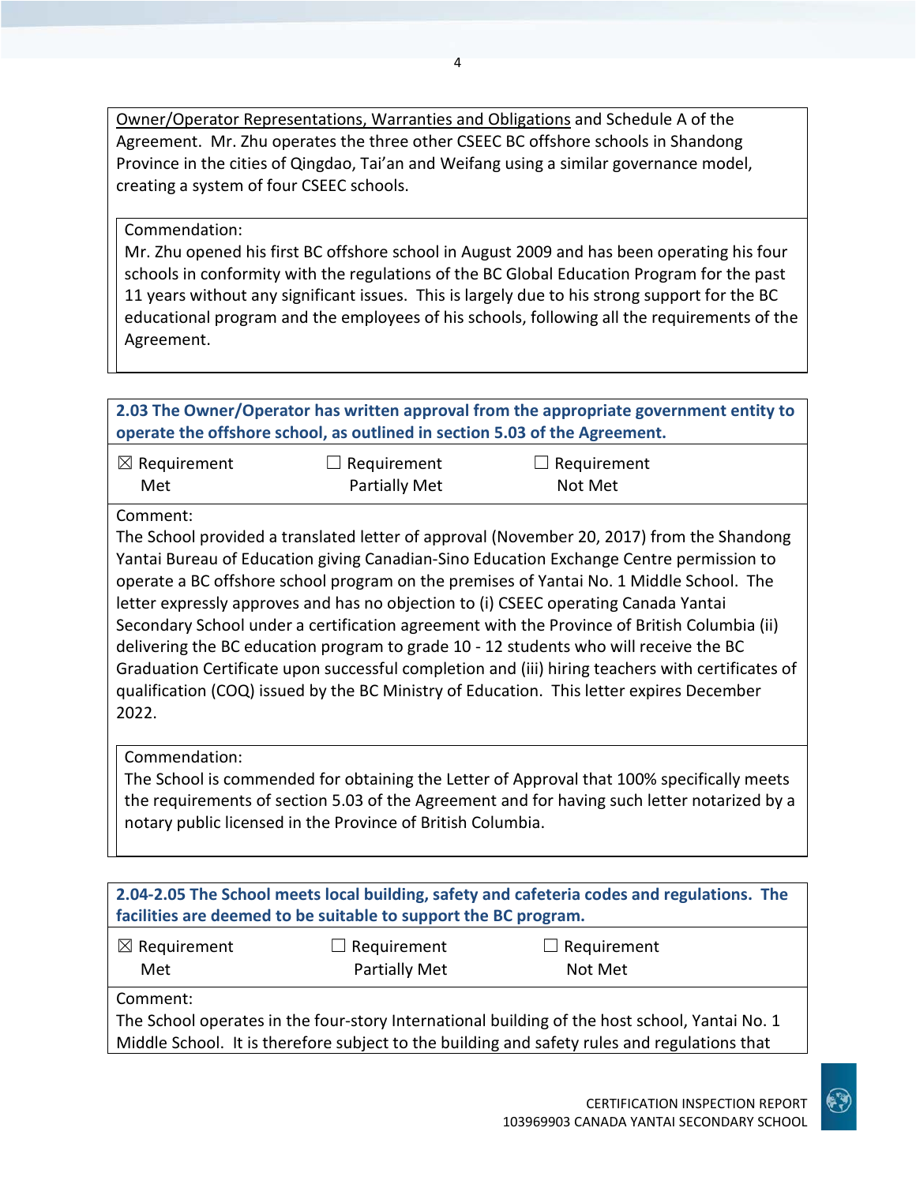Owner/Operator Representations, Warranties and Obligations and Schedule A of the Agreement. Mr. Zhu operates the three other CSEEC BC offshore schools in Shandong Province in the cities of Qingdao, Tai'an and Weifang using a similar governance model, creating a system of four CSEEC schools.

Commendation:
Mr. Zhu opened his first BC offshore school in August 2009 and has been operating his four schools in conformity with the regulations of the BC Global Education Program for the past 11 years without any significant issues. This is largely due to his strong support for the BC educational program and the employees of his schools, following all the requirements of the Agreement.

**2.03 The Owner/Operator has written approval from the appropriate government entity to operate the offshore school, as outlined in section 5.03 of the Agreement.**

| ☒ Requirement Met | ☐ Requirement Partially Met | ☐ Requirement Not Met |
|---|---|---|

Comment:
The School provided a translated letter of approval (November 20, 2017) from the Shandong Yantai Bureau of Education giving Canadian-Sino Education Exchange Centre permission to operate a BC offshore school program on the premises of Yantai No. 1 Middle School. The letter expressly approves and has no objection to (i) CSEEC operating Canada Yantai Secondary School under a certification agreement with the Province of British Columbia (ii) delivering the BC education program to grade 10 - 12 students who will receive the BC Graduation Certificate upon successful completion and (iii) hiring teachers with certificates of qualification (COQ) issued by the BC Ministry of Education. This letter expires December 2022.

Commendation:
The School is commended for obtaining the Letter of Approval that 100% specifically meets the requirements of section 5.03 of the Agreement and for having such letter notarized by a notary public licensed in the Province of British Columbia.

**2.04-2.05 The School meets local building, safety and cafeteria codes and regulations. The facilities are deemed to be suitable to support the BC program.**

| ☒ Requirement Met | ☐ Requirement Partially Met | ☐ Requirement Not Met |
|---|---|---|

Comment:
The School operates in the four-story International building of the host school, Yantai No. 1 Middle School. It is therefore subject to the building and safety rules and regulations that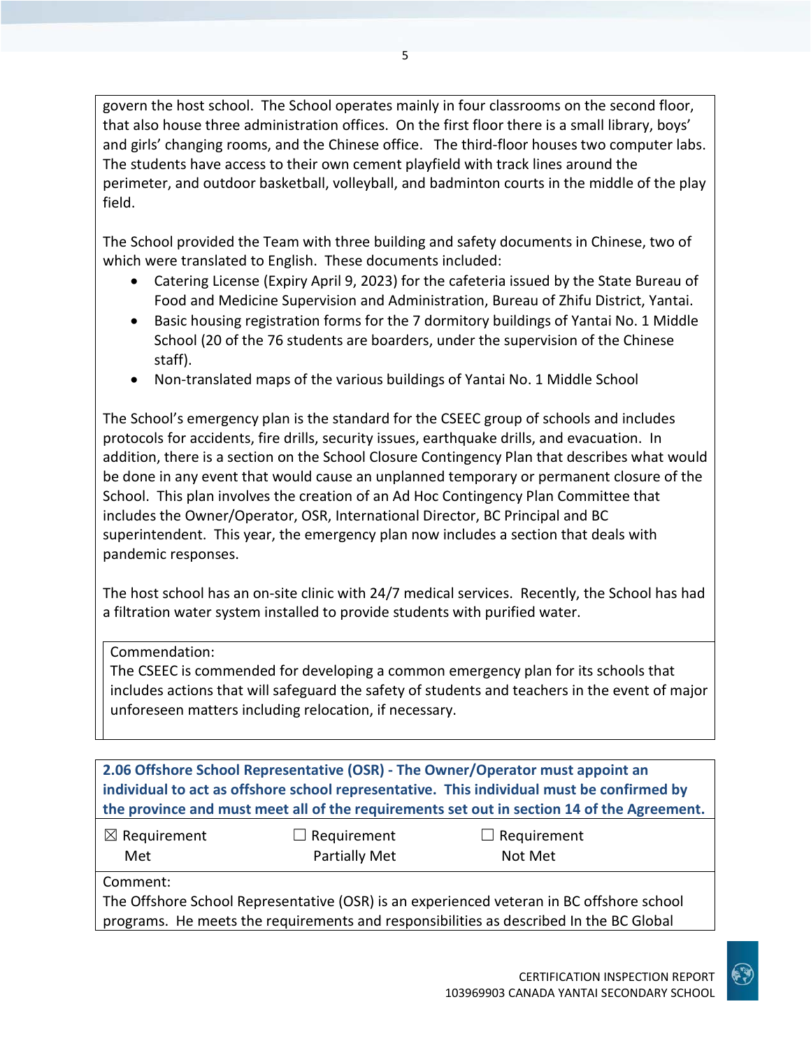govern the host school. The School operates mainly in four classrooms on the second floor, that also house three administration offices. On the first floor there is a small library, boys' and girls' changing rooms, and the Chinese office. The third-floor houses two computer labs. The students have access to their own cement playfield with track lines around the perimeter, and outdoor basketball, volleyball, and badminton courts in the middle of the play field.

The School provided the Team with three building and safety documents in Chinese, two of which were translated to English. These documents included:

- Catering License (Expiry April 9, 2023) for the cafeteria issued by the State Bureau of Food and Medicine Supervision and Administration, Bureau of Zhifu District, Yantai.
- Basic housing registration forms for the 7 dormitory buildings of Yantai No. 1 Middle School (20 of the 76 students are boarders, under the supervision of the Chinese staff).
- Non-translated maps of the various buildings of Yantai No. 1 Middle School

The School's emergency plan is the standard for the CSEEC group of schools and includes protocols for accidents, fire drills, security issues, earthquake drills, and evacuation. In addition, there is a section on the School Closure Contingency Plan that describes what would be done in any event that would cause an unplanned temporary or permanent closure of the School. This plan involves the creation of an Ad Hoc Contingency Plan Committee that includes the Owner/Operator, OSR, International Director, BC Principal and BC superintendent. This year, the emergency plan now includes a section that deals with pandemic responses.

The host school has an on-site clinic with 24/7 medical services. Recently, the School has had a filtration water system installed to provide students with purified water.

Commendation:
The CSEEC is commended for developing a common emergency plan for its schools that includes actions that will safeguard the safety of students and teachers in the event of major unforeseen matters including relocation, if necessary.

**2.06 Offshore School Representative (OSR) - The Owner/Operator must appoint an individual to act as offshore school representative. This individual must be confirmed by the province and must meet all of the requirements set out in section 14 of the Agreement.**

| ☒ Requirement Met | ☐ Requirement Partially Met | ☐ Requirement Not Met |
|---|---|---|

Comment:
The Offshore School Representative (OSR) is an experienced veteran in BC offshore school programs. He meets the requirements and responsibilities as described In the BC Global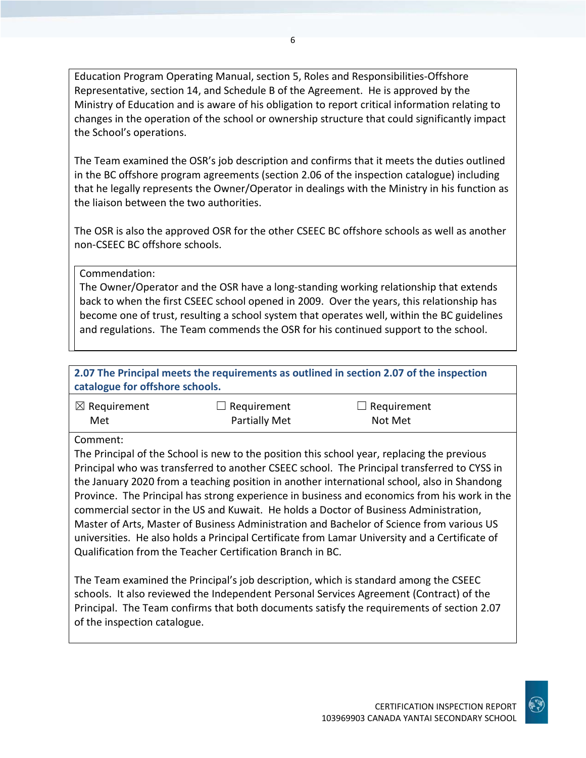Education Program Operating Manual, section 5, Roles and Responsibilities-Offshore Representative, section 14, and Schedule B of the Agreement. He is approved by the Ministry of Education and is aware of his obligation to report critical information relating to changes in the operation of the school or ownership structure that could significantly impact the School's operations.

The Team examined the OSR's job description and confirms that it meets the duties outlined in the BC offshore program agreements (section 2.06 of the inspection catalogue) including that he legally represents the Owner/Operator in dealings with the Ministry in his function as the liaison between the two authorities.

The OSR is also the approved OSR for the other CSEEC BC offshore schools as well as another non-CSEEC BC offshore schools.

Commendation:
The Owner/Operator and the OSR have a long-standing working relationship that extends back to when the first CSEEC school opened in 2009. Over the years, this relationship has become one of trust, resulting a school system that operates well, within the BC guidelines and regulations. The Team commends the OSR for his continued support to the school.

**2.07 The Principal meets the requirements as outlined in section 2.07 of the inspection catalogue for offshore schools.**

| ☒ Requirement Met | ☐ Requirement Partially Met | ☐ Requirement Not Met |
|---|---|---|

Comment:
The Principal of the School is new to the position this school year, replacing the previous Principal who was transferred to another CSEEC school. The Principal transferred to CYSS in the January 2020 from a teaching position in another international school, also in Shandong Province. The Principal has strong experience in business and economics from his work in the commercial sector in the US and Kuwait. He holds a Doctor of Business Administration, Master of Arts, Master of Business Administration and Bachelor of Science from various US universities. He also holds a Principal Certificate from Lamar University and a Certificate of Qualification from the Teacher Certification Branch in BC.

The Team examined the Principal's job description, which is standard among the CSEEC schools. It also reviewed the Independent Personal Services Agreement (Contract) of the Principal. The Team confirms that both documents satisfy the requirements of section 2.07 of the inspection catalogue.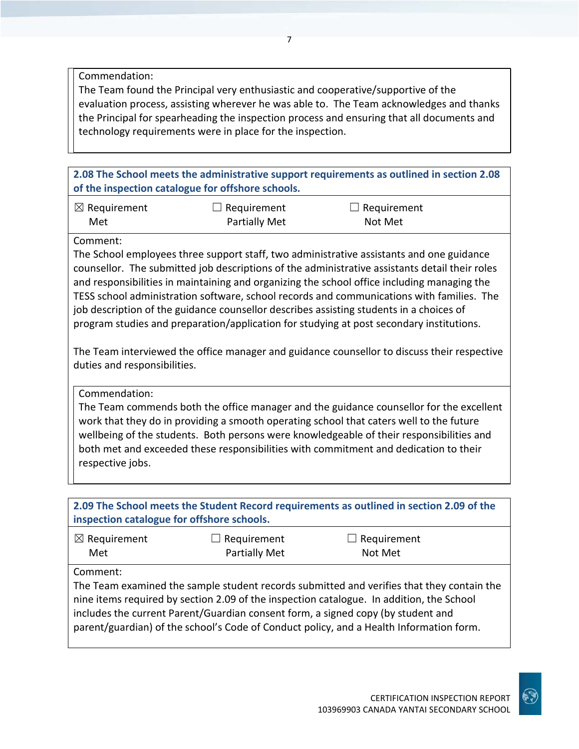Commendation:
The Team found the Principal very enthusiastic and cooperative/supportive of the evaluation process, assisting wherever he was able to. The Team acknowledges and thanks the Principal for spearheading the inspection process and ensuring that all documents and technology requirements were in place for the inspection.

**2.08 The School meets the administrative support requirements as outlined in section 2.08 of the inspection catalogue for offshore schools.**

| ☒ Requirement Met | ☐ Requirement Partially Met | ☐ Requirement Not Met |
|---|---|---|

Comment:
The School employees three support staff, two administrative assistants and one guidance counsellor. The submitted job descriptions of the administrative assistants detail their roles and responsibilities in maintaining and organizing the school office including managing the TESS school administration software, school records and communications with families. The job description of the guidance counsellor describes assisting students in a choices of program studies and preparation/application for studying at post secondary institutions.

The Team interviewed the office manager and guidance counsellor to discuss their respective duties and responsibilities.

Commendation:
The Team commends both the office manager and the guidance counsellor for the excellent work that they do in providing a smooth operating school that caters well to the future wellbeing of the students. Both persons were knowledgeable of their responsibilities and both met and exceeded these responsibilities with commitment and dedication to their respective jobs.

**2.09 The School meets the Student Record requirements as outlined in section 2.09 of the inspection catalogue for offshore schools.**

| ☒ Requirement Met | ☐ Requirement Partially Met | ☐ Requirement Not Met |
|---|---|---|

Comment:
The Team examined the sample student records submitted and verifies that they contain the nine items required by section 2.09 of the inspection catalogue. In addition, the School includes the current Parent/Guardian consent form, a signed copy (by student and parent/guardian) of the school's Code of Conduct policy, and a Health Information form.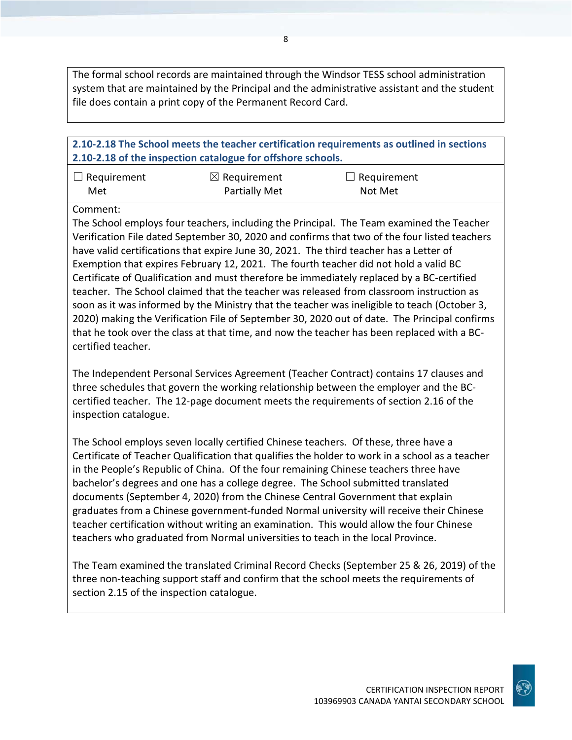The formal school records are maintained through the Windsor TESS school administration system that are maintained by the Principal and the administrative assistant and the student file does contain a print copy of the Permanent Record Card.

**2.10-2.18 The School meets the teacher certification requirements as outlined in sections 2.10-2.18 of the inspection catalogue for offshore schools.**

| ☐ Requirement Met | ☒ Requirement Partially Met | ☐ Requirement Not Met |
|---|---|---|

Comment:

The School employs four teachers, including the Principal. The Team examined the Teacher Verification File dated September 30, 2020 and confirms that two of the four listed teachers have valid certifications that expire June 30, 2021. The third teacher has a Letter of Exemption that expires February 12, 2021. The fourth teacher did not hold a valid BC Certificate of Qualification and must therefore be immediately replaced by a BC-certified teacher. The School claimed that the teacher was released from classroom instruction as soon as it was informed by the Ministry that the teacher was ineligible to teach (October 3, 2020) making the Verification File of September 30, 2020 out of date. The Principal confirms that he took over the class at that time, and now the teacher has been replaced with a BC-certified teacher.

The Independent Personal Services Agreement (Teacher Contract) contains 17 clauses and three schedules that govern the working relationship between the employer and the BC-certified teacher. The 12-page document meets the requirements of section 2.16 of the inspection catalogue.

The School employs seven locally certified Chinese teachers. Of these, three have a Certificate of Teacher Qualification that qualifies the holder to work in a school as a teacher in the People's Republic of China. Of the four remaining Chinese teachers three have bachelor's degrees and one has a college degree. The School submitted translated documents (September 4, 2020) from the Chinese Central Government that explain graduates from a Chinese government-funded Normal university will receive their Chinese teacher certification without writing an examination. This would allow the four Chinese teachers who graduated from Normal universities to teach in the local Province.

The Team examined the translated Criminal Record Checks (September 25 & 26, 2019) of the three non-teaching support staff and confirm that the school meets the requirements of section 2.15 of the inspection catalogue.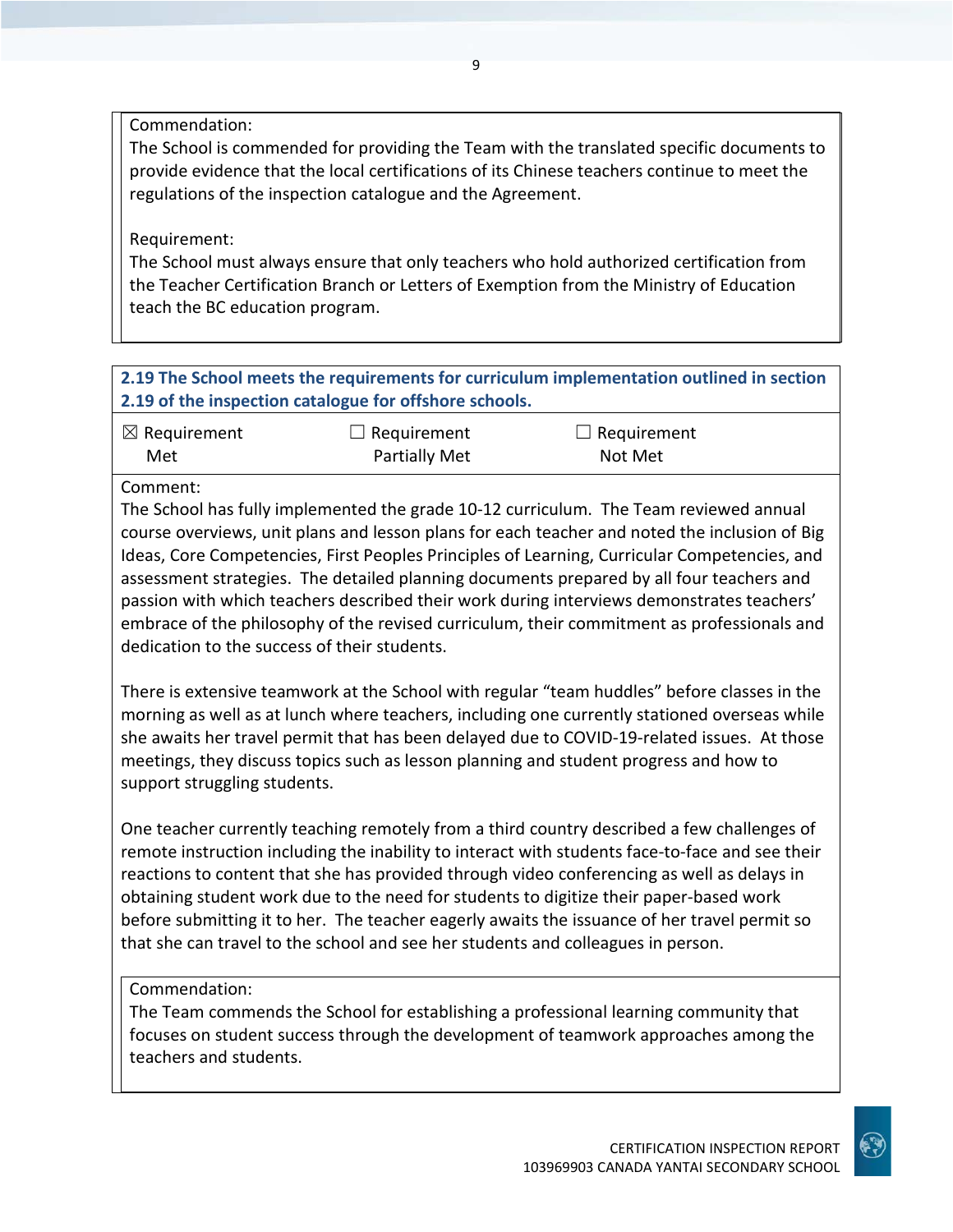Commendation:
The School is commended for providing the Team with the translated specific documents to provide evidence that the local certifications of its Chinese teachers continue to meet the regulations of the inspection catalogue and the Agreement.

Requirement:
The School must always ensure that only teachers who hold authorized certification from the Teacher Certification Branch or Letters of Exemption from the Ministry of Education teach the BC education program.

**2.19 The School meets the requirements for curriculum implementation outlined in section 2.19 of the inspection catalogue for offshore schools.**

| ☒ Requirement Met | ☐ Requirement Partially Met | ☐ Requirement Not Met |
|---|---|---|

Comment:
The School has fully implemented the grade 10-12 curriculum. The Team reviewed annual course overviews, unit plans and lesson plans for each teacher and noted the inclusion of Big Ideas, Core Competencies, First Peoples Principles of Learning, Curricular Competencies, and assessment strategies. The detailed planning documents prepared by all four teachers and passion with which teachers described their work during interviews demonstrates teachers' embrace of the philosophy of the revised curriculum, their commitment as professionals and dedication to the success of their students.

There is extensive teamwork at the School with regular "team huddles" before classes in the morning as well as at lunch where teachers, including one currently stationed overseas while she awaits her travel permit that has been delayed due to COVID-19-related issues. At those meetings, they discuss topics such as lesson planning and student progress and how to support struggling students.

One teacher currently teaching remotely from a third country described a few challenges of remote instruction including the inability to interact with students face-to-face and see their reactions to content that she has provided through video conferencing as well as delays in obtaining student work due to the need for students to digitize their paper-based work before submitting it to her. The teacher eagerly awaits the issuance of her travel permit so that she can travel to the school and see her students and colleagues in person.

Commendation:
The Team commends the School for establishing a professional learning community that focuses on student success through the development of teamwork approaches among the teachers and students.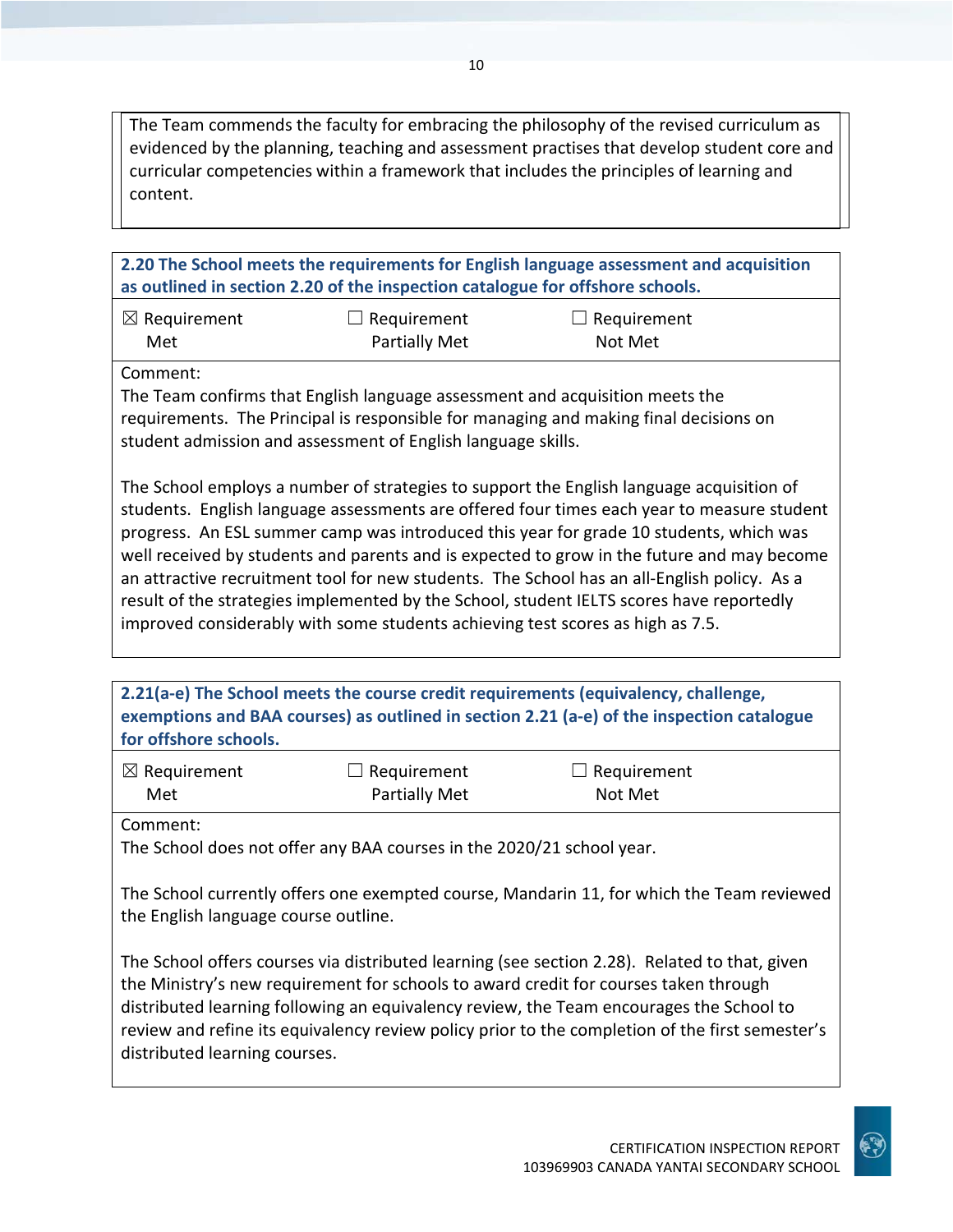The Team commends the faculty for embracing the philosophy of the revised curriculum as evidenced by the planning, teaching and assessment practises that develop student core and curricular competencies within a framework that includes the principles of learning and content.

**2.20 The School meets the requirements for English language assessment and acquisition as outlined in section 2.20 of the inspection catalogue for offshore schools.**

| ☒ Requirement Met | ☐ Requirement Partially Met | ☐ Requirement Not Met |
|---|---|---|

Comment:
The Team confirms that English language assessment and acquisition meets the requirements. The Principal is responsible for managing and making final decisions on student admission and assessment of English language skills.

The School employs a number of strategies to support the English language acquisition of students. English language assessments are offered four times each year to measure student progress. An ESL summer camp was introduced this year for grade 10 students, which was well received by students and parents and is expected to grow in the future and may become an attractive recruitment tool for new students. The School has an all-English policy. As a result of the strategies implemented by the School, student IELTS scores have reportedly improved considerably with some students achieving test scores as high as 7.5.

**2.21(a-e) The School meets the course credit requirements (equivalency, challenge, exemptions and BAA courses) as outlined in section 2.21 (a-e) of the inspection catalogue for offshore schools.**

| ☒ Requirement Met | ☐ Requirement Partially Met | ☐ Requirement Not Met |
|---|---|---|

Comment:
The School does not offer any BAA courses in the 2020/21 school year.

The School currently offers one exempted course, Mandarin 11, for which the Team reviewed the English language course outline.

The School offers courses via distributed learning (see section 2.28). Related to that, given the Ministry's new requirement for schools to award credit for courses taken through distributed learning following an equivalency review, the Team encourages the School to review and refine its equivalency review policy prior to the completion of the first semester's distributed learning courses.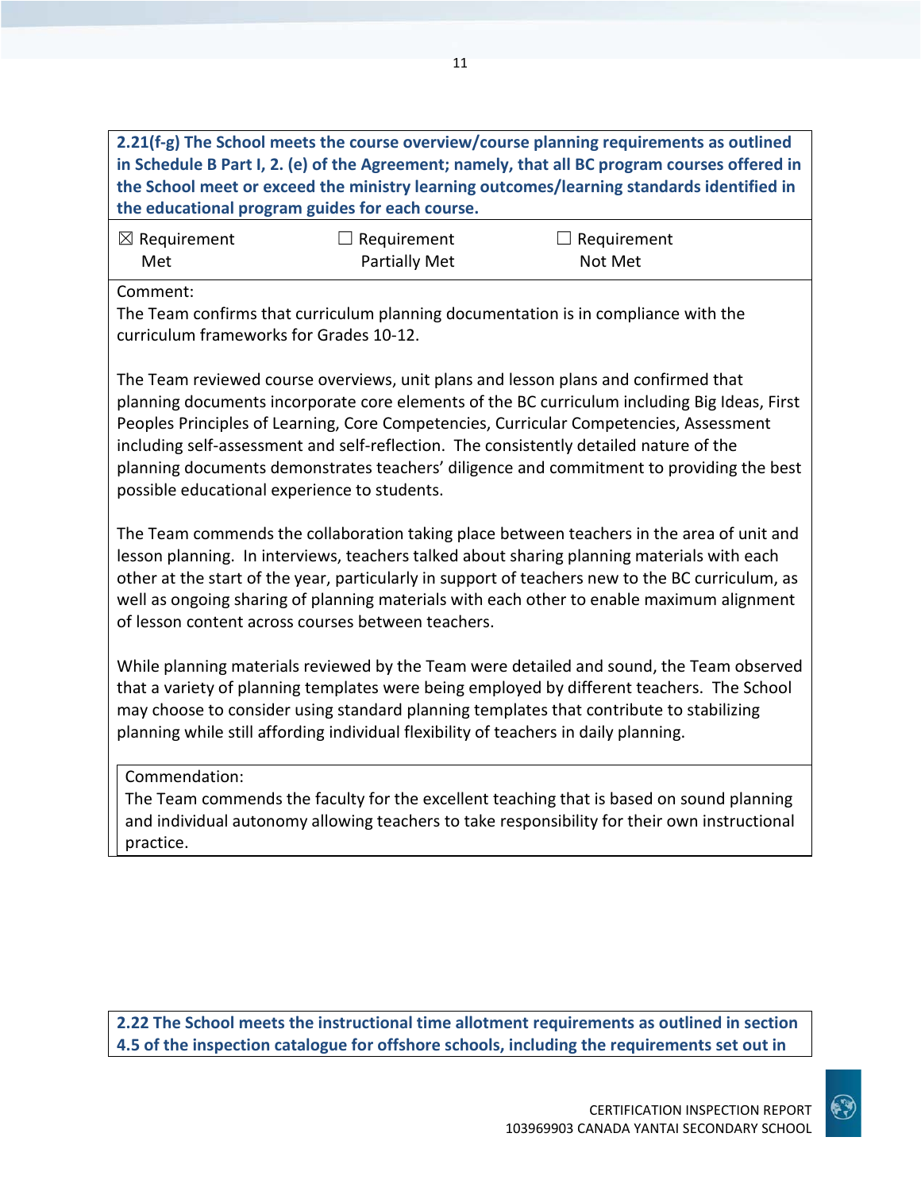**2.21(f-g) The School meets the course overview/course planning requirements as outlined in Schedule B Part I, 2. (e) of the Agreement; namely, that all BC program courses offered in the School meet or exceed the ministry learning outcomes/learning standards identified in the educational program guides for each course.**

| ☒ Requirement Met | ☐ Requirement Partially Met | ☐ Requirement Not Met |
|---|---|---|

Comment:

The Team confirms that curriculum planning documentation is in compliance with the curriculum frameworks for Grades 10-12.

The Team reviewed course overviews, unit plans and lesson plans and confirmed that planning documents incorporate core elements of the BC curriculum including Big Ideas, First Peoples Principles of Learning, Core Competencies, Curricular Competencies, Assessment including self-assessment and self-reflection. The consistently detailed nature of the planning documents demonstrates teachers' diligence and commitment to providing the best possible educational experience to students.

The Team commends the collaboration taking place between teachers in the area of unit and lesson planning. In interviews, teachers talked about sharing planning materials with each other at the start of the year, particularly in support of teachers new to the BC curriculum, as well as ongoing sharing of planning materials with each other to enable maximum alignment of lesson content across courses between teachers.

While planning materials reviewed by the Team were detailed and sound, the Team observed that a variety of planning templates were being employed by different teachers. The School may choose to consider using standard planning templates that contribute to stabilizing planning while still affording individual flexibility of teachers in daily planning.

Commendation:

The Team commends the faculty for the excellent teaching that is based on sound planning and individual autonomy allowing teachers to take responsibility for their own instructional practice.

**2.22 The School meets the instructional time allotment requirements as outlined in section 4.5 of the inspection catalogue for offshore schools, including the requirements set out in**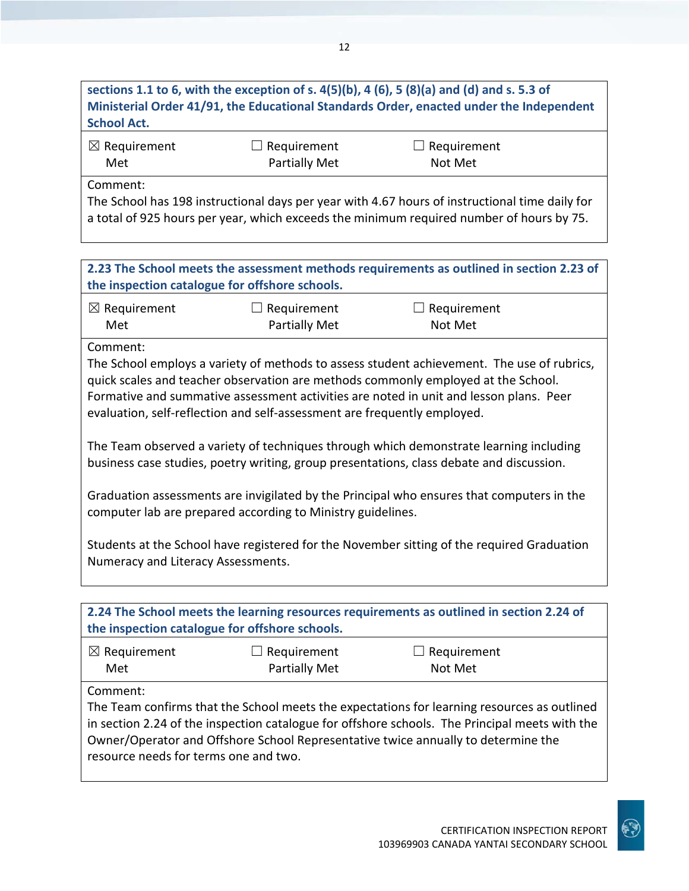**sections 1.1 to 6, with the exception of s. 4(5)(b), 4 (6), 5 (8)(a) and (d) and s. 5.3 of Ministerial Order 41/91, the Educational Standards Order, enacted under the Independent School Act.**

| ☒ Requirement Met | ☐ Requirement Partially Met | ☐ Requirement Not Met |
|---|---|---|

Comment:
The School has 198 instructional days per year with 4.67 hours of instructional time daily for a total of 925 hours per year, which exceeds the minimum required number of hours by 75.

**2.23 The School meets the assessment methods requirements as outlined in section 2.23 of the inspection catalogue for offshore schools.**

| ☒ Requirement Met | ☐ Requirement Partially Met | ☐ Requirement Not Met |
|---|---|---|

Comment:
The School employs a variety of methods to assess student achievement. The use of rubrics, quick scales and teacher observation are methods commonly employed at the School. Formative and summative assessment activities are noted in unit and lesson plans. Peer evaluation, self-reflection and self-assessment are frequently employed.

The Team observed a variety of techniques through which demonstrate learning including business case studies, poetry writing, group presentations, class debate and discussion.

Graduation assessments are invigilated by the Principal who ensures that computers in the computer lab are prepared according to Ministry guidelines.

Students at the School have registered for the November sitting of the required Graduation Numeracy and Literacy Assessments.

**2.24 The School meets the learning resources requirements as outlined in section 2.24 of the inspection catalogue for offshore schools.**

| ☒ Requirement Met | ☐ Requirement Partially Met | ☐ Requirement Not Met |
|---|---|---|

Comment:
The Team confirms that the School meets the expectations for learning resources as outlined in section 2.24 of the inspection catalogue for offshore schools. The Principal meets with the Owner/Operator and Offshore School Representative twice annually to determine the resource needs for terms one and two.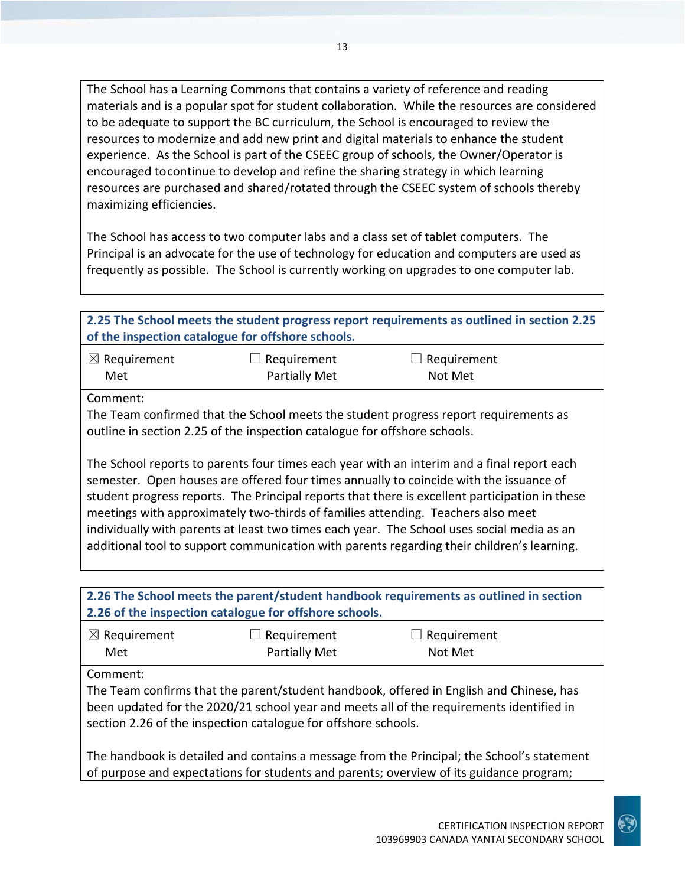The School has a Learning Commons that contains a variety of reference and reading materials and is a popular spot for student collaboration. While the resources are considered to be adequate to support the BC curriculum, the School is encouraged to review the resources to modernize and add new print and digital materials to enhance the student experience. As the School is part of the CSEEC group of schools, the Owner/Operator is encouraged to continue to develop and refine the sharing strategy in which learning resources are purchased and shared/rotated through the CSEEC system of schools thereby maximizing efficiencies.

The School has access to two computer labs and a class set of tablet computers. The Principal is an advocate for the use of technology for education and computers are used as frequently as possible. The School is currently working on upgrades to one computer lab.

**2.25 The School meets the student progress report requirements as outlined in section 2.25 of the inspection catalogue for offshore schools.**

| ☒ Requirement Met | ☐ Requirement Partially Met | ☐ Requirement Not Met |
|---|---|---|

Comment:
The Team confirmed that the School meets the student progress report requirements as outline in section 2.25 of the inspection catalogue for offshore schools.

The School reports to parents four times each year with an interim and a final report each semester. Open houses are offered four times annually to coincide with the issuance of student progress reports. The Principal reports that there is excellent participation in these meetings with approximately two-thirds of families attending. Teachers also meet individually with parents at least two times each year. The School uses social media as an additional tool to support communication with parents regarding their children's learning.

**2.26 The School meets the parent/student handbook requirements as outlined in section 2.26 of the inspection catalogue for offshore schools.**

| ☒ Requirement Met | ☐ Requirement Partially Met | ☐ Requirement Not Met |
|---|---|---|

Comment:
The Team confirms that the parent/student handbook, offered in English and Chinese, has been updated for the 2020/21 school year and meets all of the requirements identified in section 2.26 of the inspection catalogue for offshore schools.

The handbook is detailed and contains a message from the Principal; the School's statement of purpose and expectations for students and parents; overview of its guidance program;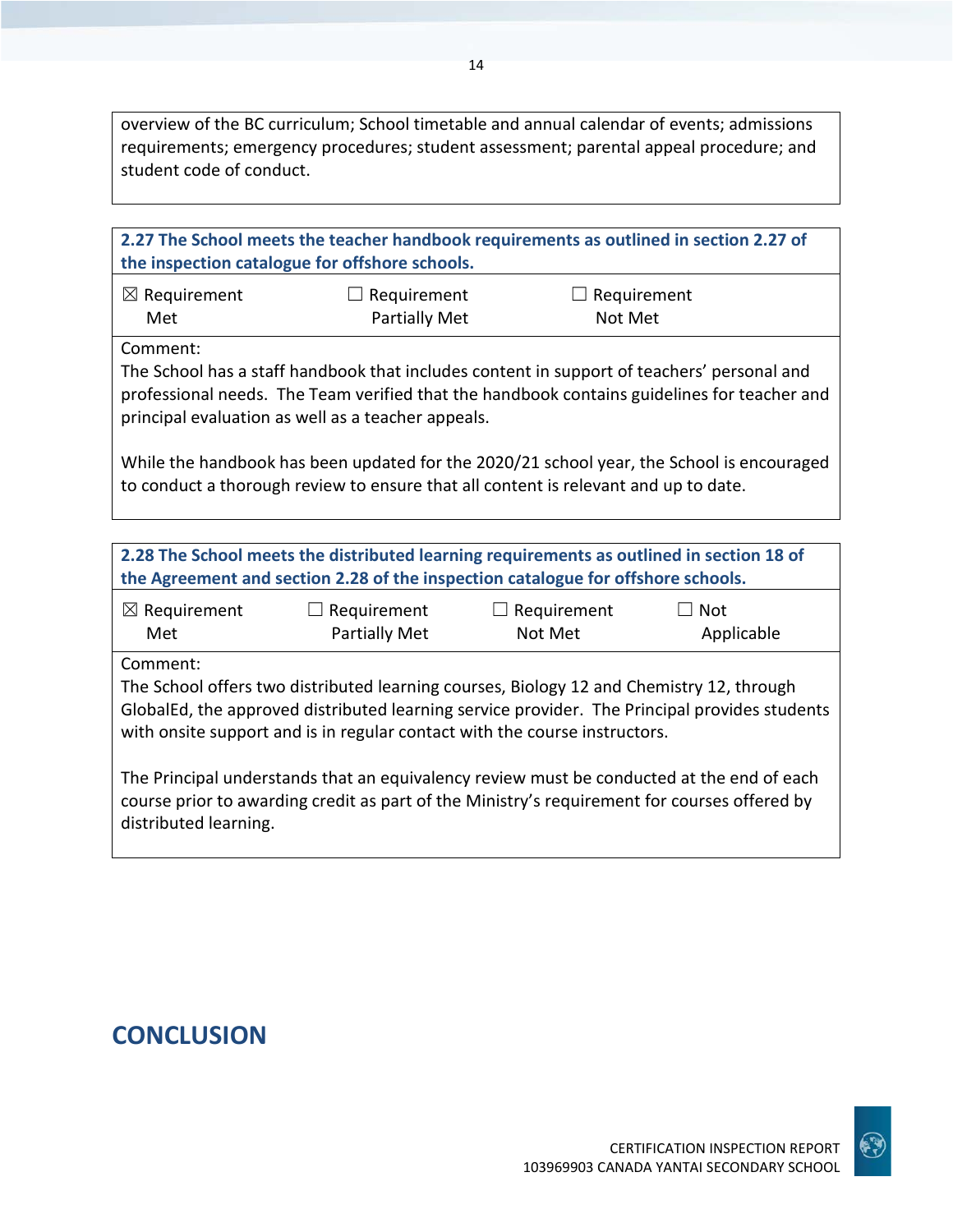overview of the BC curriculum; School timetable and annual calendar of events; admissions requirements; emergency procedures; student assessment; parental appeal procedure; and student code of conduct.

| **2.27 The School meets the teacher handbook requirements as outlined in section 2.27 of the inspection catalogue for offshore schools.** | | |
|---|---|---|
| ☒ Requirement Met | ☐ Requirement Partially Met | ☐ Requirement Not Met |
| Comment:<br>The School has a staff handbook that includes content in support of teachers' personal and professional needs. The Team verified that the handbook contains guidelines for teacher and principal evaluation as well as a teacher appeals.<br><br>While the handbook has been updated for the 2020/21 school year, the School is encouraged to conduct a thorough review to ensure that all content is relevant and up to date. | | |

| **2.28 The School meets the distributed learning requirements as outlined in section 18 of the Agreement and section 2.28 of the inspection catalogue for offshore schools.** | | | |
|---|---|---|---|
| ☒ Requirement Met | ☐ Requirement Partially Met | ☐ Requirement Not Met | ☐ Not Applicable |
| Comment:<br>The School offers two distributed learning courses, Biology 12 and Chemistry 12, through GlobalEd, the approved distributed learning service provider. The Principal provides students with onsite support and is in regular contact with the course instructors.<br><br>The Principal understands that an equivalency review must be conducted at the end of each course prior to awarding credit as part of the Ministry's requirement for courses offered by distributed learning. | | | |

## CONCLUSION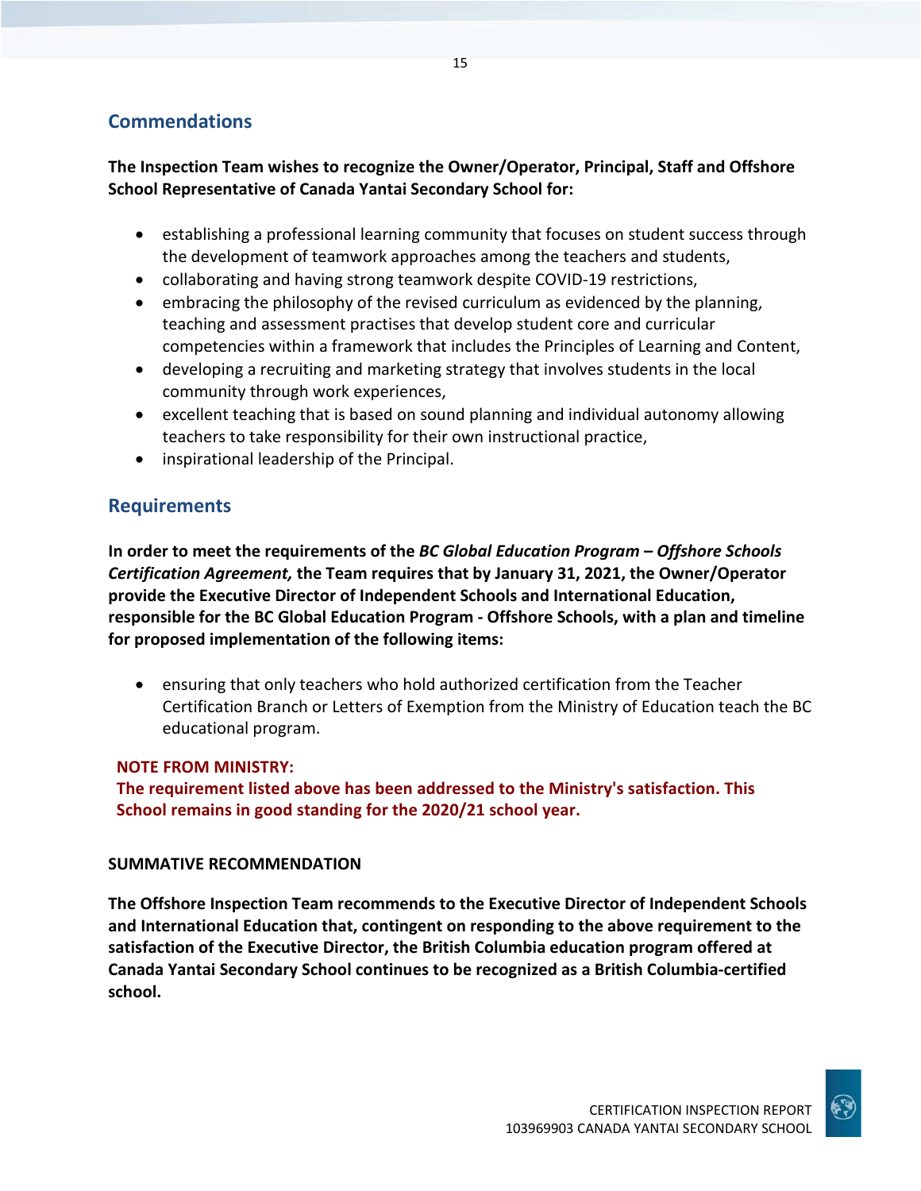## Commendations

**The Inspection Team wishes to recognize the Owner/Operator, Principal, Staff and Offshore School Representative of Canada Yantai Secondary School for:**

- establishing a professional learning community that focuses on student success through the development of teamwork approaches among the teachers and students,
- collaborating and having strong teamwork despite COVID-19 restrictions,
- embracing the philosophy of the revised curriculum as evidenced by the planning, teaching and assessment practises that develop student core and curricular competencies within a framework that includes the Principles of Learning and Content,
- developing a recruiting and marketing strategy that involves students in the local community through work experiences,
- excellent teaching that is based on sound planning and individual autonomy allowing teachers to take responsibility for their own instructional practice,
- inspirational leadership of the Principal.

## Requirements

**In order to meet the requirements of the *BC Global Education Program – Offshore Schools Certification Agreement,* the Team requires that by January 31, 2021, the Owner/Operator provide the Executive Director of Independent Schools and International Education, responsible for the BC Global Education Program - Offshore Schools, with a plan and timeline for proposed implementation of the following items:**

- ensuring that only teachers who hold authorized certification from the Teacher Certification Branch or Letters of Exemption from the Ministry of Education teach the BC educational program.

**NOTE FROM MINISTRY:**
**The requirement listed above has been addressed to the Ministry's satisfaction. This School remains in good standing for the 2020/21 school year.**

**SUMMATIVE RECOMMENDATION**

**The Offshore Inspection Team recommends to the Executive Director of Independent Schools and International Education that, contingent on responding to the above requirement to the satisfaction of the Executive Director, the British Columbia education program offered at Canada Yantai Secondary School continues to be recognized as a British Columbia-certified school.**